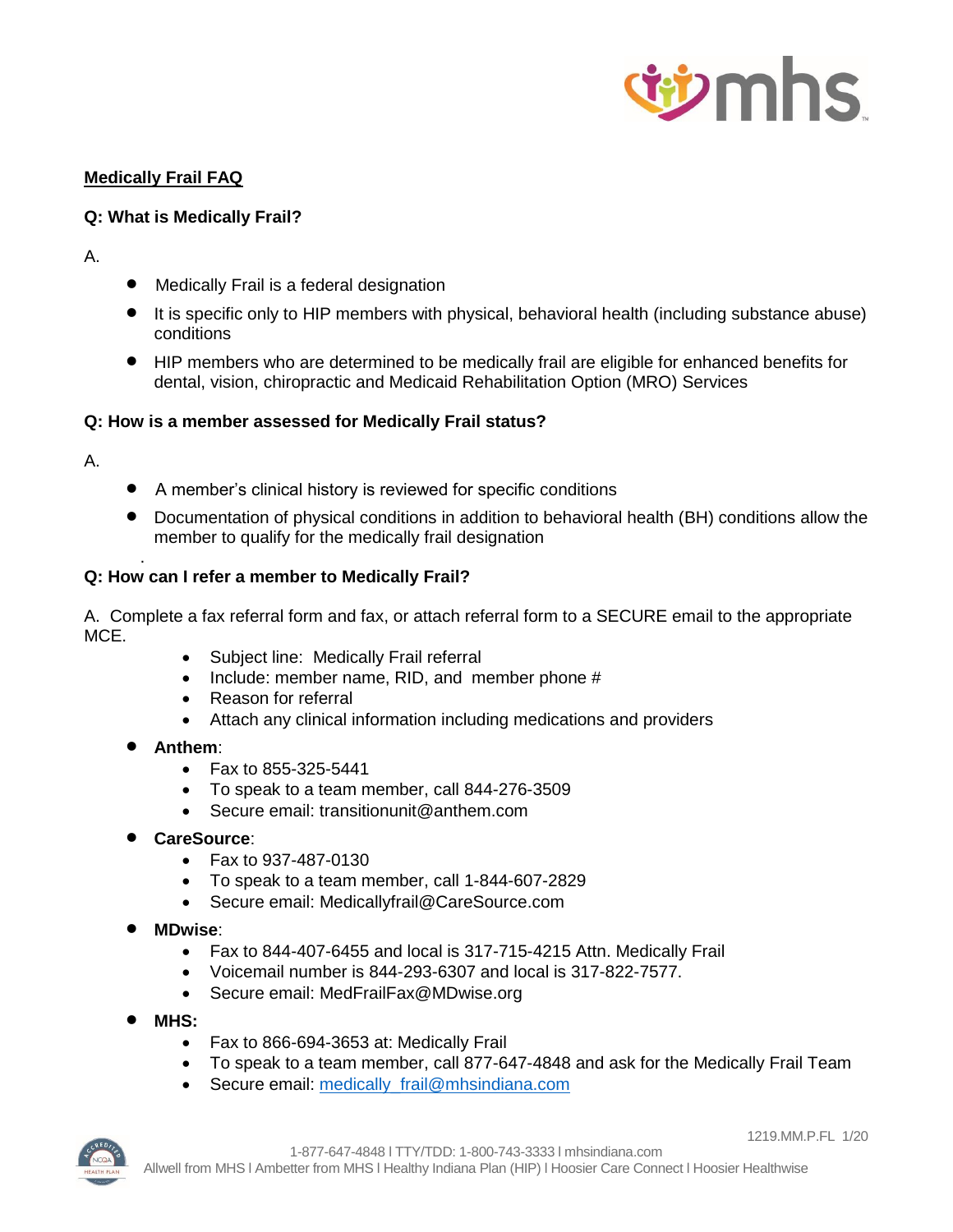## Medically Frail FAQ

### Q: What is Medically Frail?

A.

- Medically Frail is a federal designation
- It is specific only to HIP members with physical, behavioral health (including substance abuse) conditions
- HIP members who are determined to be medically frail are eligible for enhanced benefits for dental, vision, chiropractic and Medicaid Rehabilitation Option (MRO) Services

### Q: How is a member assessed for Medically Frail status?

A.

- A member's clinical history is reviewed for specific conditions
- Documentation of physical conditions in addition to behavioral health (BH) conditions allow the member to qualify for the medically frail designation

### Q: How can I refer a member to Medically Frail?

A. Complete a fax referral form and fax, or attach referral form to a SECURE email to the appropriate MCE.

- Subject line: Medically Frail referral
- Include: member name, RID, and member phone #
- Reason for referral
- Attach any clinical information including medications and providers

- **Anthem**:
  - Fax to 855-325-5441
  - To speak to a team member, call 844-276-3509
  - Secure email: transitionunit@anthem.com
- **CareSource**:
  - Fax to 937-487-0130
  - To speak to a team member, call 1-844-607-2829
  - Secure email: Medicallyfrail@CareSource.com
- **MDwise**:
  - Fax to 844-407-6455 and local is 317-715-4215 Attn. Medically Frail
  - Voicemail number is 844-293-6307 and local is 317-822-7577.
  - Secure email: MedFrailFax@MDwise.org
- **MHS:**
  - Fax to 866-694-3653 at: Medically Frail
  - To speak to a team member, call 877-647-4848 and ask for the Medically Frail Team
  - Secure email: medically_frail@mhsindiana.com

1219.MM.P.FL 1/20

1-877-647-4848 l TTY/TDD: 1-800-743-3333 l mhsindiana.com
Allwell from MHS l Ambetter from MHS l Healthy Indiana Plan (HIP) l Hoosier Care Connect l Hoosier Healthwise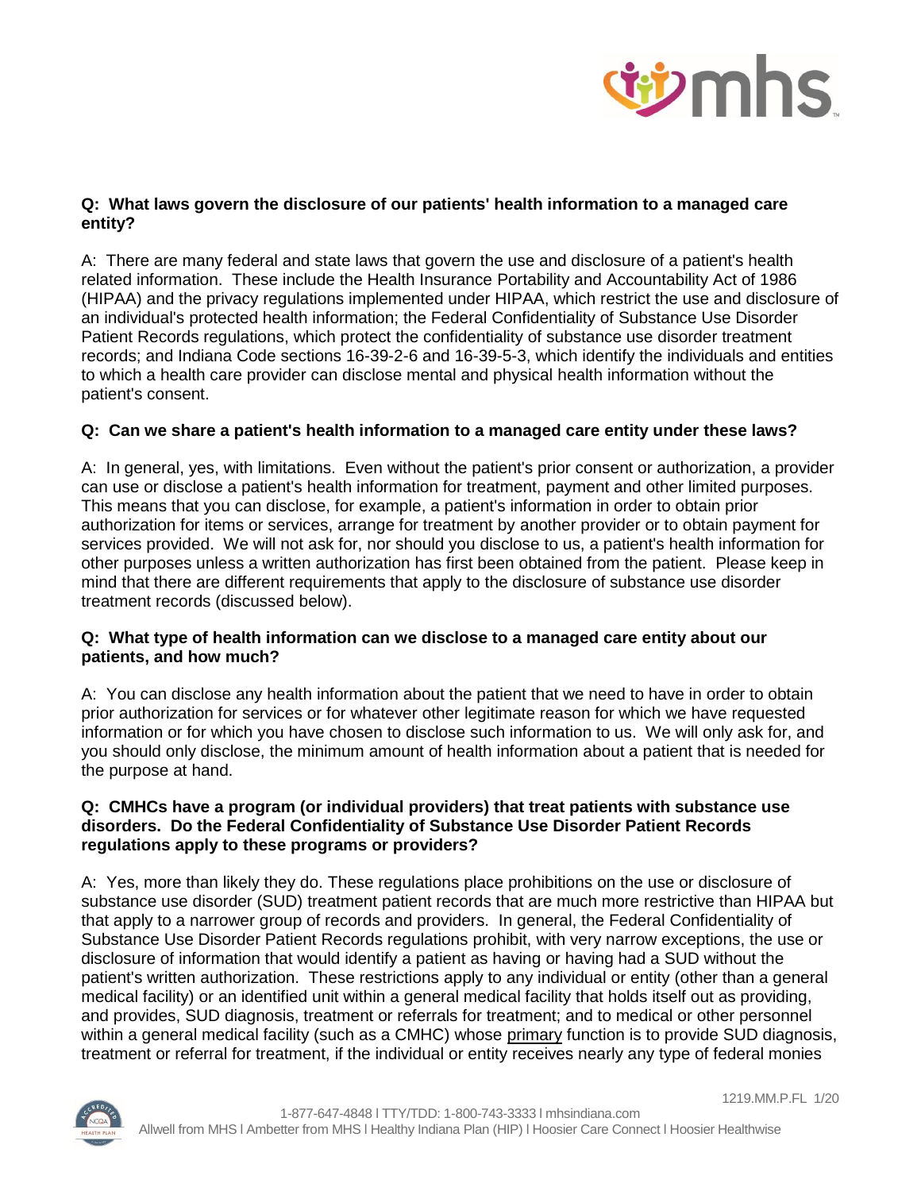**Q: What laws govern the disclosure of our patients' health information to a managed care entity?**

A: There are many federal and state laws that govern the use and disclosure of a patient's health related information. These include the Health Insurance Portability and Accountability Act of 1986 (HIPAA) and the privacy regulations implemented under HIPAA, which restrict the use and disclosure of an individual's protected health information; the Federal Confidentiality of Substance Use Disorder Patient Records regulations, which protect the confidentiality of substance use disorder treatment records; and Indiana Code sections 16-39-2-6 and 16-39-5-3, which identify the individuals and entities to which a health care provider can disclose mental and physical health information without the patient's consent.

**Q: Can we share a patient's health information to a managed care entity under these laws?**

A: In general, yes, with limitations. Even without the patient's prior consent or authorization, a provider can use or disclose a patient's health information for treatment, payment and other limited purposes. This means that you can disclose, for example, a patient's information in order to obtain prior authorization for items or services, arrange for treatment by another provider or to obtain payment for services provided. We will not ask for, nor should you disclose to us, a patient's health information for other purposes unless a written authorization has first been obtained from the patient. Please keep in mind that there are different requirements that apply to the disclosure of substance use disorder treatment records (discussed below).

**Q: What type of health information can we disclose to a managed care entity about our patients, and how much?**

A: You can disclose any health information about the patient that we need to have in order to obtain prior authorization for services or for whatever other legitimate reason for which we have requested information or for which you have chosen to disclose such information to us. We will only ask for, and you should only disclose, the minimum amount of health information about a patient that is needed for the purpose at hand.

**Q: CMHCs have a program (or individual providers) that treat patients with substance use disorders. Do the Federal Confidentiality of Substance Use Disorder Patient Records regulations apply to these programs or providers?**

A: Yes, more than likely they do. These regulations place prohibitions on the use or disclosure of substance use disorder (SUD) treatment patient records that are much more restrictive than HIPAA but that apply to a narrower group of records and providers. In general, the Federal Confidentiality of Substance Use Disorder Patient Records regulations prohibit, with very narrow exceptions, the use or disclosure of information that would identify a patient as having or having had a SUD without the patient's written authorization. These restrictions apply to any individual or entity (other than a general medical facility) or an identified unit within a general medical facility that holds itself out as providing, and provides, SUD diagnosis, treatment or referrals for treatment; and to medical or other personnel within a general medical facility (such as a CMHC) whose primary function is to provide SUD diagnosis, treatment or referral for treatment, if the individual or entity receives nearly any type of federal monies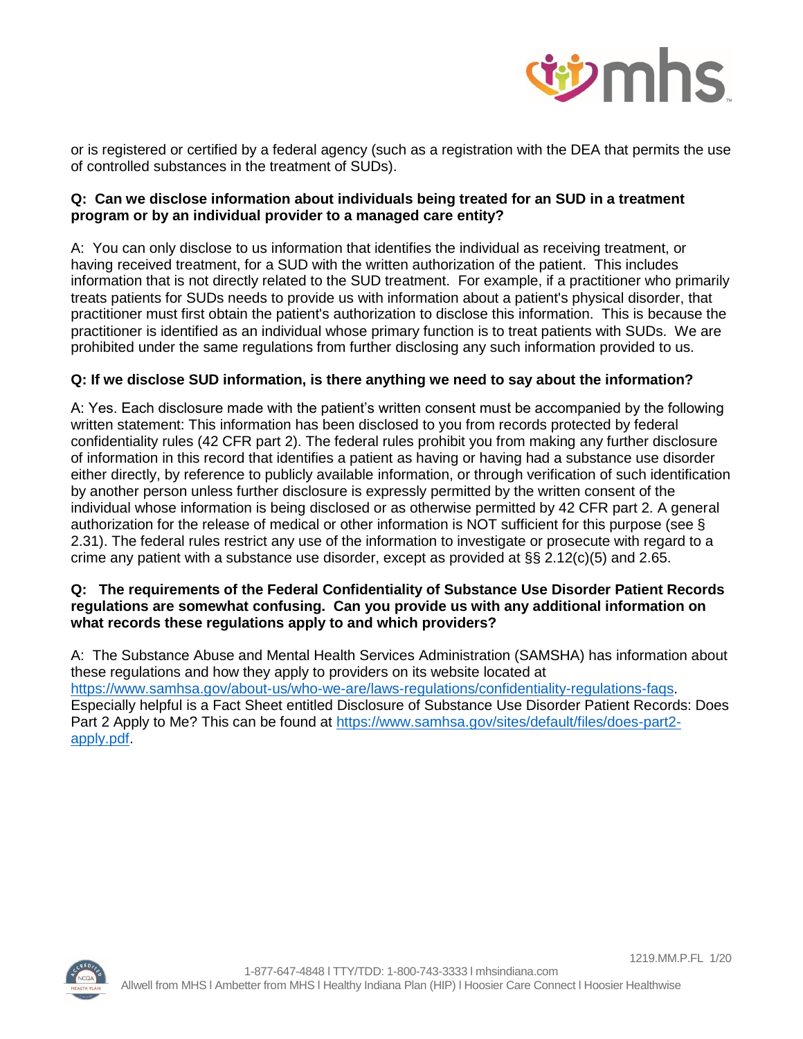or is registered or certified by a federal agency (such as a registration with the DEA that permits the use of controlled substances in the treatment of SUDs).

**Q: Can we disclose information about individuals being treated for an SUD in a treatment program or by an individual provider to a managed care entity?**

A: You can only disclose to us information that identifies the individual as receiving treatment, or having received treatment, for a SUD with the written authorization of the patient. This includes information that is not directly related to the SUD treatment. For example, if a practitioner who primarily treats patients for SUDs needs to provide us with information about a patient's physical disorder, that practitioner must first obtain the patient's authorization to disclose this information. This is because the practitioner is identified as an individual whose primary function is to treat patients with SUDs. We are prohibited under the same regulations from further disclosing any such information provided to us.

**Q: If we disclose SUD information, is there anything we need to say about the information?**

A: Yes. Each disclosure made with the patient's written consent must be accompanied by the following written statement: This information has been disclosed to you from records protected by federal confidentiality rules (42 CFR part 2). The federal rules prohibit you from making any further disclosure of information in this record that identifies a patient as having or having had a substance use disorder either directly, by reference to publicly available information, or through verification of such identification by another person unless further disclosure is expressly permitted by the written consent of the individual whose information is being disclosed or as otherwise permitted by 42 CFR part 2. A general authorization for the release of medical or other information is NOT sufficient for this purpose (see § 2.31). The federal rules restrict any use of the information to investigate or prosecute with regard to a crime any patient with a substance use disorder, except as provided at §§ 2.12(c)(5) and 2.65.

**Q: The requirements of the Federal Confidentiality of Substance Use Disorder Patient Records regulations are somewhat confusing. Can you provide us with any additional information on what records these regulations apply to and which providers?**

A: The Substance Abuse and Mental Health Services Administration (SAMSHA) has information about these regulations and how they apply to providers on its website located at https://www.samhsa.gov/about-us/who-we-are/laws-regulations/confidentiality-regulations-faqs. Especially helpful is a Fact Sheet entitled Disclosure of Substance Use Disorder Patient Records: Does Part 2 Apply to Me? This can be found at https://www.samhsa.gov/sites/default/files/does-part2-apply.pdf.